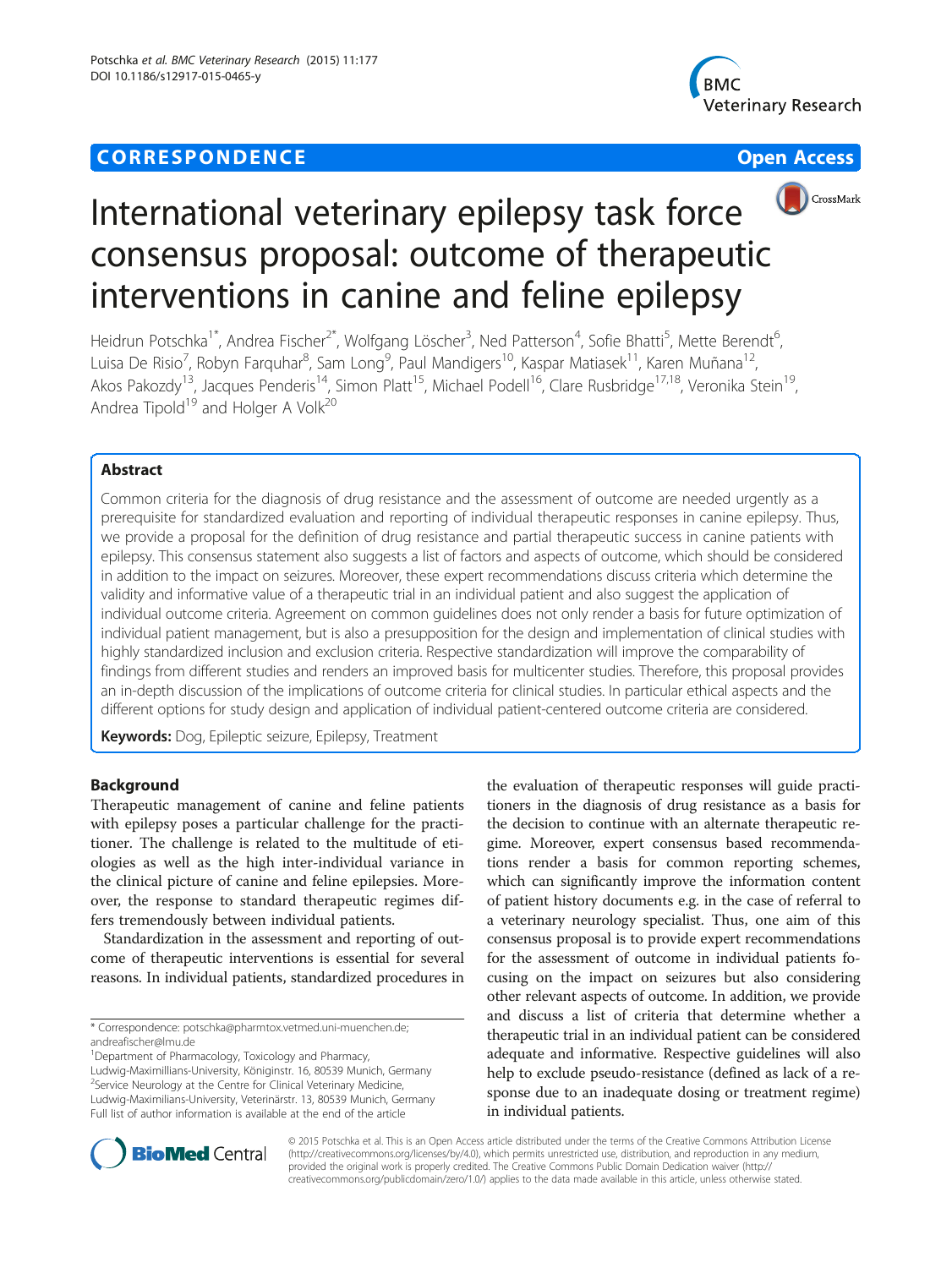**CORRESPONDENCE** **Open Access**

# International veterinary epilepsy task force consensus proposal: outcome of therapeutic interventions in canine and feline epilepsy

Heidrun Potschka[1*], Andrea Fischer[2*], Wolfgang Löscher[3], Ned Patterson[4], Sofie Bhatti[5], Mette Berendt[6], Luisa De Risio[7], Robyn Farquhar[8], Sam Long[9], Paul Mandigers[10], Kaspar Matiasek[11], Karen Muñana[12], Akos Pakozdy[13], Jacques Penderis[14], Simon Platt[15], Michael Podell[16], Clare Rusbridge[17,18], Veronika Stein[19], Andrea Tipold[19] and Holger A Volk[20]

## Abstract

Common criteria for the diagnosis of drug resistance and the assessment of outcome are needed urgently as a prerequisite for standardized evaluation and reporting of individual therapeutic responses in canine epilepsy. Thus, we provide a proposal for the definition of drug resistance and partial therapeutic success in canine patients with epilepsy. This consensus statement also suggests a list of factors and aspects of outcome, which should be considered in addition to the impact on seizures. Moreover, these expert recommendations discuss criteria which determine the validity and informative value of a therapeutic trial in an individual patient and also suggest the application of individual outcome criteria. Agreement on common guidelines does not only render a basis for future optimization of individual patient management, but is also a presupposition for the design and implementation of clinical studies with highly standardized inclusion and exclusion criteria. Respective standardization will improve the comparability of findings from different studies and renders an improved basis for multicenter studies. Therefore, this proposal provides an in-depth discussion of the implications of outcome criteria for clinical studies. In particular ethical aspects and the different options for study design and application of individual patient-centered outcome criteria are considered.

**Keywords:** Dog, Epileptic seizure, Epilepsy, Treatment

## Background

Therapeutic management of canine and feline patients with epilepsy poses a particular challenge for the practitioner. The challenge is related to the multitude of etiologies as well as the high inter-individual variance in the clinical picture of canine and feline epilepsies. Moreover, the response to standard therapeutic regimes differs tremendously between individual patients.

Standardization in the assessment and reporting of outcome of therapeutic interventions is essential for several reasons. In individual patients, standardized procedures in the evaluation of therapeutic responses will guide practitioners in the diagnosis of drug resistance as a basis for the decision to continue with an alternate therapeutic regime. Moreover, expert consensus based recommendations render a basis for common reporting schemes, which can significantly improve the information content of patient history documents e.g. in the case of referral to a veterinary neurology specialist. Thus, one aim of this consensus proposal is to provide expert recommendations for the assessment of outcome in individual patients focusing on the impact on seizures but also considering other relevant aspects of outcome. In addition, we provide and discuss a list of criteria that determine whether a therapeutic trial in an individual patient can be considered adequate and informative. Respective guidelines will also help to exclude pseudo-resistance (defined as lack of a response due to an inadequate dosing or treatment regime) in individual patients.

\* Correspondence: potschka@pharmtox.vetmed.uni-muenchen.de; andreafischer@lmu.de

[1]Department of Pharmacology, Toxicology and Pharmacy, Ludwig-Maximillians-University, Königinstr. 16, 80539 Munich, Germany

[2]Service Neurology at the Centre for Clinical Veterinary Medicine, Ludwig-Maximilians-University, Veterinärstr. 13, 80539 Munich, Germany

Full list of author information is available at the end of the article

© 2015 Potschka et al. This is an Open Access article distributed under the terms of the Creative Commons Attribution License (http://creativecommons.org/licenses/by/4.0), which permits unrestricted use, distribution, and reproduction in any medium, provided the original work is properly credited. The Creative Commons Public Domain Dedication waiver (http://creativecommons.org/publicdomain/zero/1.0/) applies to the data made available in this article, unless otherwise stated.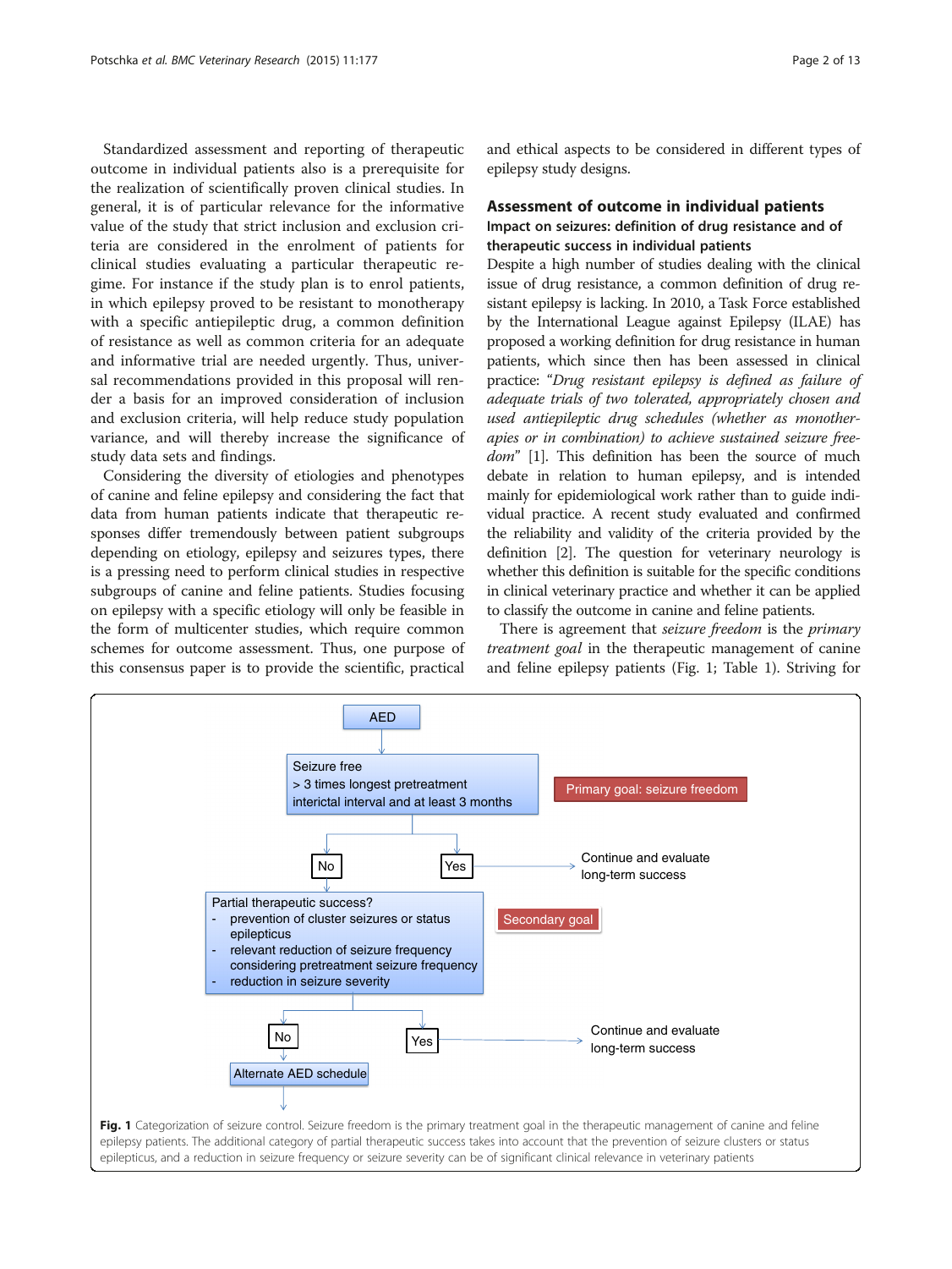Standardized assessment and reporting of therapeutic outcome in individual patients also is a prerequisite for the realization of scientifically proven clinical studies. In general, it is of particular relevance for the informative value of the study that strict inclusion and exclusion criteria are considered in the enrolment of patients for clinical studies evaluating a particular therapeutic regime. For instance if the study plan is to enrol patients, in which epilepsy proved to be resistant to monotherapy with a specific antiepileptic drug, a common definition of resistance as well as common criteria for an adequate and informative trial are needed urgently. Thus, universal recommendations provided in this proposal will render a basis for an improved consideration of inclusion and exclusion criteria, will help reduce study population variance, and will thereby increase the significance of study data sets and findings.

Considering the diversity of etiologies and phenotypes of canine and feline epilepsy and considering the fact that data from human patients indicate that therapeutic responses differ tremendously between patient subgroups depending on etiology, epilepsy and seizures types, there is a pressing need to perform clinical studies in respective subgroups of canine and feline patients. Studies focusing on epilepsy with a specific etiology will only be feasible in the form of multicenter studies, which require common schemes for outcome assessment. Thus, one purpose of this consensus paper is to provide the scientific, practical and ethical aspects to be considered in different types of epilepsy study designs.

## Assessment of outcome in individual patients

### Impact on seizures: definition of drug resistance and of therapeutic success in individual patients

Despite a high number of studies dealing with the clinical issue of drug resistance, a common definition of drug resistant epilepsy is lacking. In 2010, a Task Force established by the International League against Epilepsy (ILAE) has proposed a working definition for drug resistance in human patients, which since then has been assessed in clinical practice: "*Drug resistant epilepsy is defined as failure of adequate trials of two tolerated, appropriately chosen and used antiepileptic drug schedules (whether as monotherapies or in combination) to achieve sustained seizure freedom*" [1]. This definition has been the source of much debate in relation to human epilepsy, and is intended mainly for epidemiological work rather than to guide individual practice. A recent study evaluated and confirmed the reliability and validity of the criteria provided by the definition [2]. The question for veterinary neurology is whether this definition is suitable for the specific conditions in clinical veterinary practice and whether it can be applied to classify the outcome in canine and feline patients.

There is agreement that *seizure freedom* is the *primary treatment goal* in the therapeutic management of canine and feline epilepsy patients (Fig. 1; Table 1). Striving for

AED

Seizure free
> 3 times longest pretreatment interictal interval and at least 3 months

Primary goal: seizure freedom

No

Yes

Continue and evaluate long-term success

Partial therapeutic success?
- prevention of cluster seizures or status epilepticus
- relevant reduction of seizure frequency considering pretreatment seizure frequency
- reduction in seizure severity

Secondary goal

No

Yes

Continue and evaluate long-term success

Alternate AED schedule

**Fig. 1** Categorization of seizure control. Seizure freedom is the primary treatment goal in the therapeutic management of canine and feline epilepsy patients. The additional category of partial therapeutic success takes into account that the prevention of seizure clusters or status epilepticus, and a reduction in seizure frequency or seizure severity can be of significant clinical relevance in veterinary patients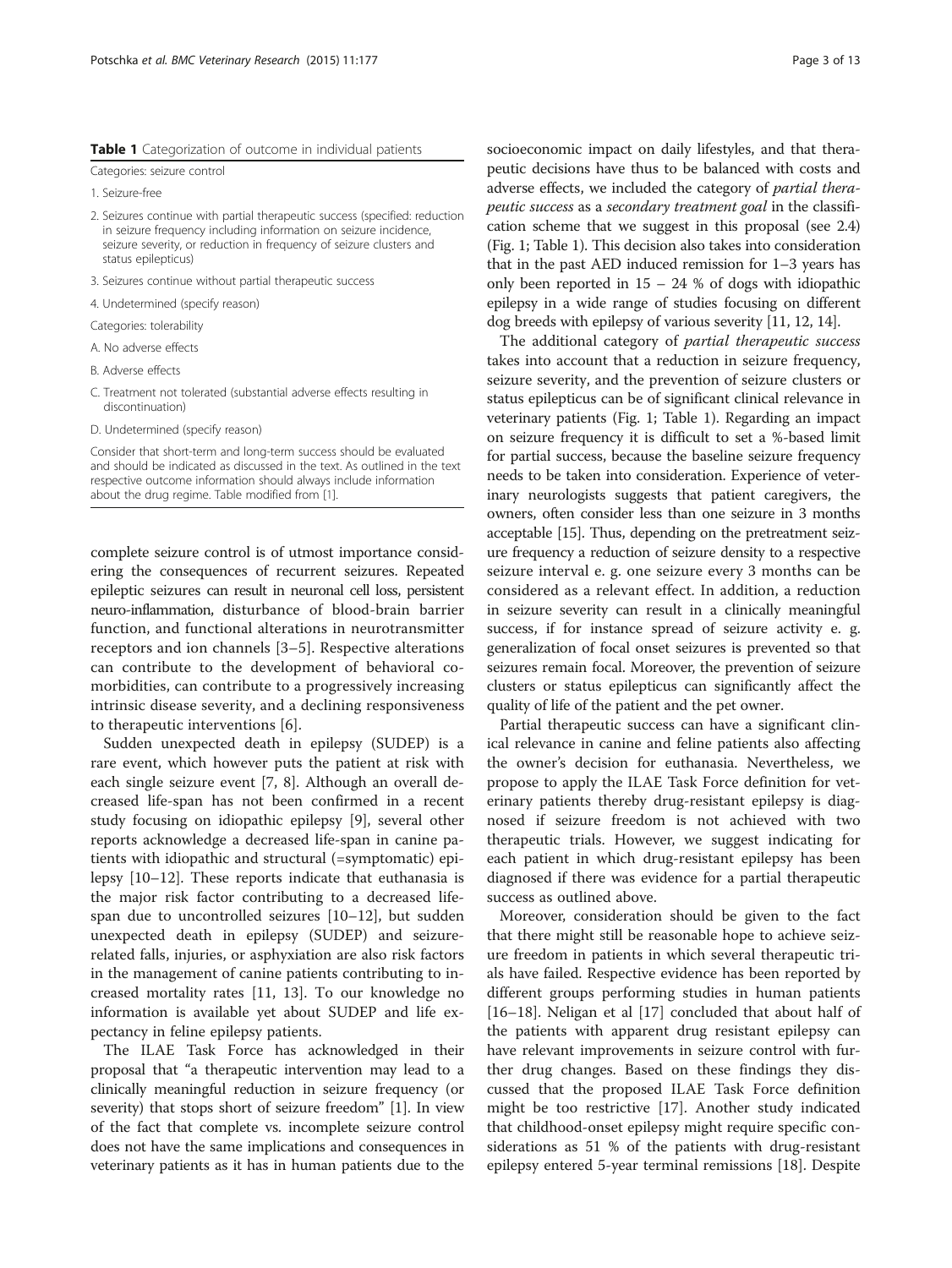**Table 1** Categorization of outcome in individual patients

| Categories: seizure control |
| --- |
| 1. Seizure-free |
| 2. Seizures continue with partial therapeutic success (specified: reduction in seizure frequency including information on seizure incidence, seizure severity, or reduction in frequency of seizure clusters and status epilepticus) |
| 3. Seizures continue without partial therapeutic success |
| 4. Undetermined (specify reason) |
| Categories: tolerability |
| A. No adverse effects |
| B. Adverse effects |
| C. Treatment not tolerated (substantial adverse effects resulting in discontinuation) |
| D. Undetermined (specify reason) |

Consider that short-term and long-term success should be evaluated and should be indicated as discussed in the text. As outlined in the text respective outcome information should always include information about the drug regime. Table modified from [1].

complete seizure control is of utmost importance considering the consequences of recurrent seizures. Repeated epileptic seizures can result in neuronal cell loss, persistent neuro-inflammation, disturbance of blood-brain barrier function, and functional alterations in neurotransmitter receptors and ion channels [3–5]. Respective alterations can contribute to the development of behavioral comorbidities, can contribute to a progressively increasing intrinsic disease severity, and a declining responsiveness to therapeutic interventions [6].

Sudden unexpected death in epilepsy (SUDEP) is a rare event, which however puts the patient at risk with each single seizure event [7, 8]. Although an overall decreased life-span has not been confirmed in a recent study focusing on idiopathic epilepsy [9], several other reports acknowledge a decreased life-span in canine patients with idiopathic and structural (=symptomatic) epilepsy [10–12]. These reports indicate that euthanasia is the major risk factor contributing to a decreased life-span due to uncontrolled seizures [10–12], but sudden unexpected death in epilepsy (SUDEP) and seizure-related falls, injuries, or asphyxiation are also risk factors in the management of canine patients contributing to increased mortality rates [11, 13]. To our knowledge no information is available yet about SUDEP and life expectancy in feline epilepsy patients.

The ILAE Task Force has acknowledged in their proposal that "a therapeutic intervention may lead to a clinically meaningful reduction in seizure frequency (or severity) that stops short of seizure freedom" [1]. In view of the fact that complete vs. incomplete seizure control does not have the same implications and consequences in veterinary patients as it has in human patients due to the socioeconomic impact on daily lifestyles, and that therapeutic decisions have thus to be balanced with costs and adverse effects, we included the category of *partial therapeutic success* as a *secondary treatment goal* in the classification scheme that we suggest in this proposal (see 2.4) (Fig. 1; Table 1). This decision also takes into consideration that in the past AED induced remission for 1–3 years has only been reported in 15 – 24 % of dogs with idiopathic epilepsy in a wide range of studies focusing on different dog breeds with epilepsy of various severity [11, 12, 14].

The additional category of *partial therapeutic success* takes into account that a reduction in seizure frequency, seizure severity, and the prevention of seizure clusters or status epilepticus can be of significant clinical relevance in veterinary patients (Fig. 1; Table 1). Regarding an impact on seizure frequency it is difficult to set a %-based limit for partial success, because the baseline seizure frequency needs to be taken into consideration. Experience of veterinary neurologists suggests that patient caregivers, the owners, often consider less than one seizure in 3 months acceptable [15]. Thus, depending on the pretreatment seizure frequency a reduction of seizure density to a respective seizure interval e. g. one seizure every 3 months can be considered as a relevant effect. In addition, a reduction in seizure severity can result in a clinically meaningful success, if for instance spread of seizure activity e. g. generalization of focal onset seizures is prevented so that seizures remain focal. Moreover, the prevention of seizure clusters or status epilepticus can significantly affect the quality of life of the patient and the pet owner.

Partial therapeutic success can have a significant clinical relevance in canine and feline patients also affecting the owner's decision for euthanasia. Nevertheless, we propose to apply the ILAE Task Force definition for veterinary patients thereby drug-resistant epilepsy is diagnosed if seizure freedom is not achieved with two therapeutic trials. However, we suggest indicating for each patient in which drug-resistant epilepsy has been diagnosed if there was evidence for a partial therapeutic success as outlined above.

Moreover, consideration should be given to the fact that there might still be reasonable hope to achieve seizure freedom in patients in which several therapeutic trials have failed. Respective evidence has been reported by different groups performing studies in human patients [16–18]. Neligan et al [17] concluded that about half of the patients with apparent drug resistant epilepsy can have relevant improvements in seizure control with further drug changes. Based on these findings they discussed that the proposed ILAE Task Force definition might be too restrictive [17]. Another study indicated that childhood-onset epilepsy might require specific considerations as 51 % of the patients with drug-resistant epilepsy entered 5-year terminal remissions [18]. Despite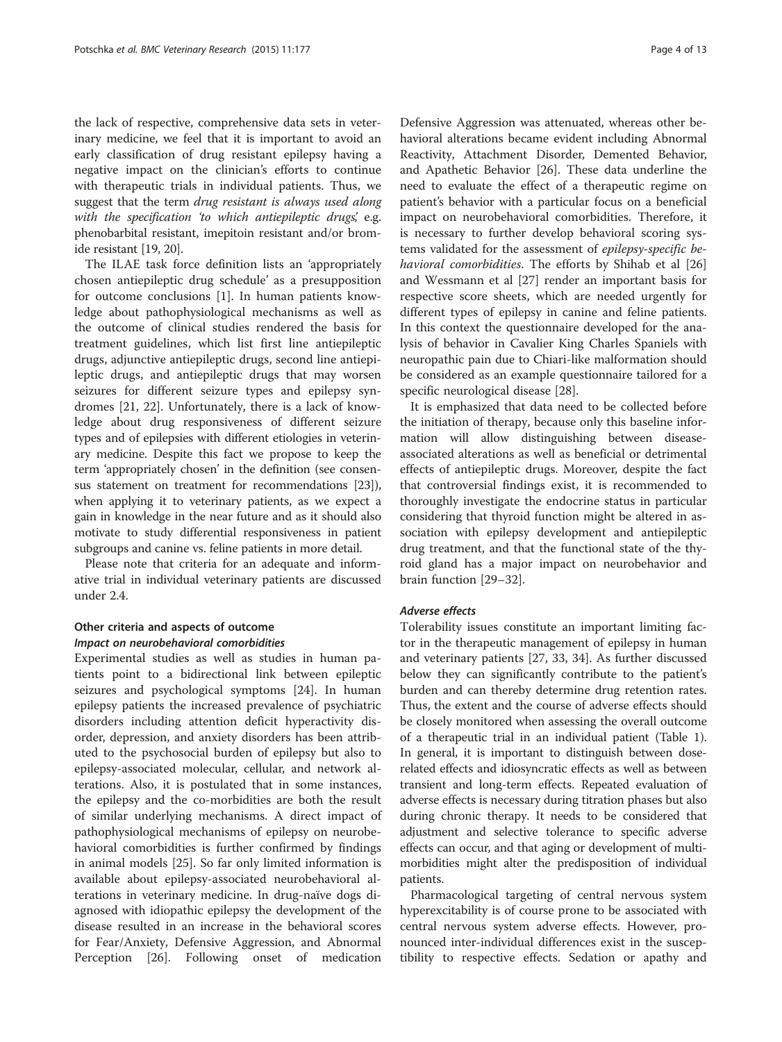the lack of respective, comprehensive data sets in veterinary medicine, we feel that it is important to avoid an early classification of drug resistant epilepsy having a negative impact on the clinician's efforts to continue with therapeutic trials in individual patients. Thus, we suggest that the term *drug resistant is always used along with the specification 'to which antiepileptic drugs',* e.g. phenobarbital resistant, imepitoin resistant and/or bromide resistant [19, 20].

The ILAE task force definition lists an 'appropriately chosen antiepileptic drug schedule' as a presupposition for outcome conclusions [1]. In human patients knowledge about pathophysiological mechanisms as well as the outcome of clinical studies rendered the basis for treatment guidelines, which list first line antiepileptic drugs, adjunctive antiepileptic drugs, second line antiepileptic drugs, and antiepileptic drugs that may worsen seizures for different seizure types and epilepsy syndromes [21, 22]. Unfortunately, there is a lack of knowledge about drug responsiveness of different seizure types and of epilepsies with different etiologies in veterinary medicine. Despite this fact we propose to keep the term 'appropriately chosen' in the definition (see consensus statement on treatment for recommendations [23]), when applying it to veterinary patients, as we expect a gain in knowledge in the near future and as it should also motivate to study differential responsiveness in patient subgroups and canine vs. feline patients in more detail.

Please note that criteria for an adequate and informative trial in individual veterinary patients are discussed under 2.4.

### Other criteria and aspects of outcome

#### *Impact on neurobehavioral comorbidities*

Experimental studies as well as studies in human patients point to a bidirectional link between epileptic seizures and psychological symptoms [24]. In human epilepsy patients the increased prevalence of psychiatric disorders including attention deficit hyperactivity disorder, depression, and anxiety disorders has been attributed to the psychosocial burden of epilepsy but also to epilepsy-associated molecular, cellular, and network alterations. Also, it is postulated that in some instances, the epilepsy and the co-morbidities are both the result of similar underlying mechanisms. A direct impact of pathophysiological mechanisms of epilepsy on neurobehavioral comorbidities is further confirmed by findings in animal models [25]. So far only limited information is available about epilepsy-associated neurobehavioral alterations in veterinary medicine. In drug-naïve dogs diagnosed with idiopathic epilepsy the development of the disease resulted in an increase in the behavioral scores for Fear/Anxiety, Defensive Aggression, and Abnormal Perception [26]. Following onset of medication Defensive Aggression was attenuated, whereas other behavioral alterations became evident including Abnormal Reactivity, Attachment Disorder, Demented Behavior, and Apathetic Behavior [26]. These data underline the need to evaluate the effect of a therapeutic regime on patient's behavior with a particular focus on a beneficial impact on neurobehavioral comorbidities. Therefore, it is necessary to further develop behavioral scoring systems validated for the assessment of *epilepsy-specific behavioral comorbidities*. The efforts by Shihab et al [26] and Wessmann et al [27] render an important basis for respective score sheets, which are needed urgently for different types of epilepsy in canine and feline patients. In this context the questionnaire developed for the analysis of behavior in Cavalier King Charles Spaniels with neuropathic pain due to Chiari-like malformation should be considered as an example questionnaire tailored for a specific neurological disease [28].

It is emphasized that data need to be collected before the initiation of therapy, because only this baseline information will allow distinguishing between disease-associated alterations as well as beneficial or detrimental effects of antiepileptic drugs. Moreover, despite the fact that controversial findings exist, it is recommended to thoroughly investigate the endocrine status in particular considering that thyroid function might be altered in association with epilepsy development and antiepileptic drug treatment, and that the functional state of the thyroid gland has a major impact on neurobehavior and brain function [29–32].

#### *Adverse effects*

Tolerability issues constitute an important limiting factor in the therapeutic management of epilepsy in human and veterinary patients [27, 33, 34]. As further discussed below they can significantly contribute to the patient's burden and can thereby determine drug retention rates. Thus, the extent and the course of adverse effects should be closely monitored when assessing the overall outcome of a therapeutic trial in an individual patient (Table 1). In general, it is important to distinguish between dose-related effects and idiosyncratic effects as well as between transient and long-term effects. Repeated evaluation of adverse effects is necessary during titration phases but also during chronic therapy. It needs to be considered that adjustment and selective tolerance to specific adverse effects can occur, and that aging or development of multi-morbidities might alter the predisposition of individual patients.

Pharmacological targeting of central nervous system hyperexcitability is of course prone to be associated with central nervous system adverse effects. However, pronounced inter-individual differences exist in the susceptibility to respective effects. Sedation or apathy and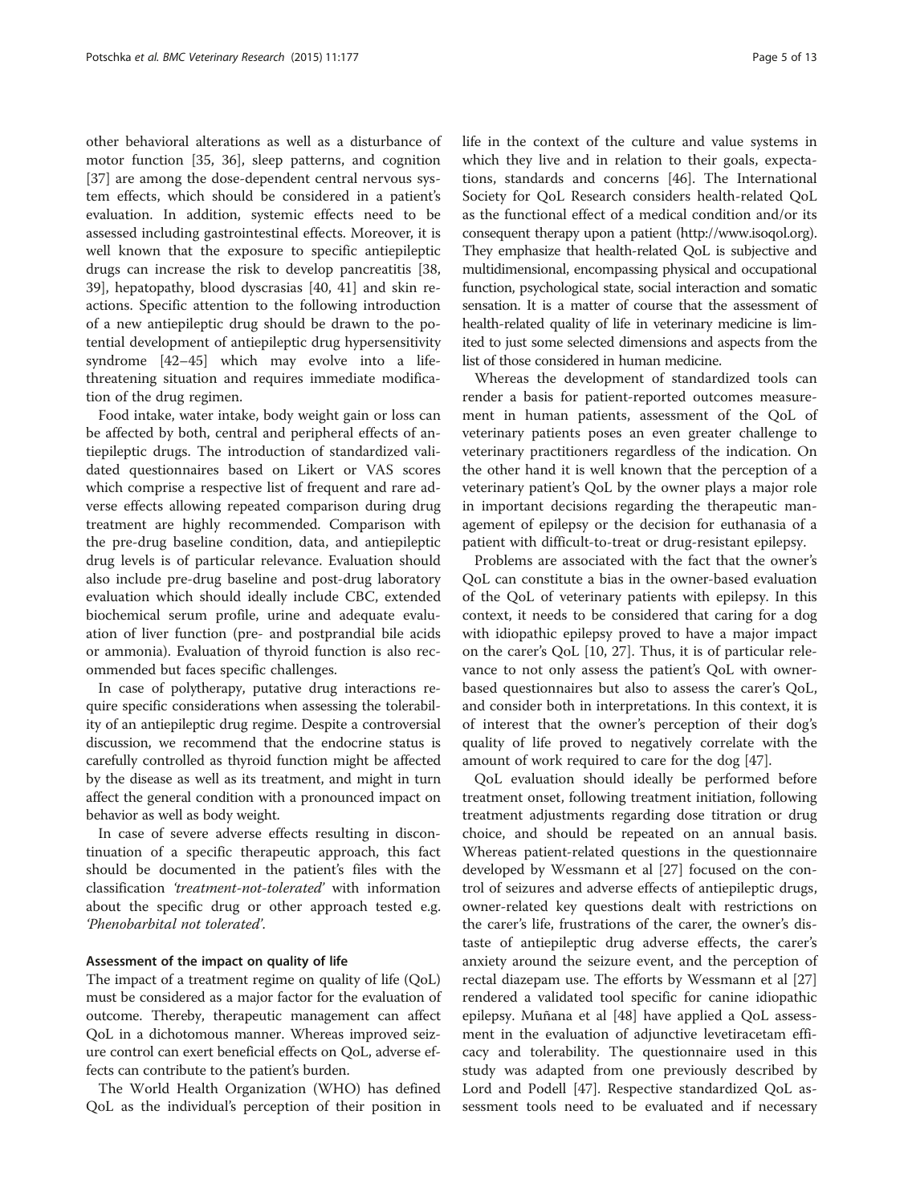other behavioral alterations as well as a disturbance of motor function [35, 36], sleep patterns, and cognition [37] are among the dose-dependent central nervous system effects, which should be considered in a patient's evaluation. In addition, systemic effects need to be assessed including gastrointestinal effects. Moreover, it is well known that the exposure to specific antiepileptic drugs can increase the risk to develop pancreatitis [38, 39], hepatopathy, blood dyscrasias [40, 41] and skin reactions. Specific attention to the following introduction of a new antiepileptic drug should be drawn to the potential development of antiepileptic drug hypersensitivity syndrome [42–45] which may evolve into a life-threatening situation and requires immediate modification of the drug regimen.

Food intake, water intake, body weight gain or loss can be affected by both, central and peripheral effects of antiepileptic drugs. The introduction of standardized validated questionnaires based on Likert or VAS scores which comprise a respective list of frequent and rare adverse effects allowing repeated comparison during drug treatment are highly recommended. Comparison with the pre-drug baseline condition, data, and antiepileptic drug levels is of particular relevance. Evaluation should also include pre-drug baseline and post-drug laboratory evaluation which should ideally include CBC, extended biochemical serum profile, urine and adequate evaluation of liver function (pre- and postprandial bile acids or ammonia). Evaluation of thyroid function is also recommended but faces specific challenges.

In case of polytherapy, putative drug interactions require specific considerations when assessing the tolerability of an antiepileptic drug regime. Despite a controversial discussion, we recommend that the endocrine status is carefully controlled as thyroid function might be affected by the disease as well as its treatment, and might in turn affect the general condition with a pronounced impact on behavior as well as body weight.

In case of severe adverse effects resulting in discontinuation of a specific therapeutic approach, this fact should be documented in the patient's files with the classification *'treatment-not-tolerated'* with information about the specific drug or other approach tested e.g. *'Phenobarbital not tolerated'*.

#### Assessment of the impact on quality of life

The impact of a treatment regime on quality of life (QoL) must be considered as a major factor for the evaluation of outcome. Thereby, therapeutic management can affect QoL in a dichotomous manner. Whereas improved seizure control can exert beneficial effects on QoL, adverse effects can contribute to the patient's burden.

The World Health Organization (WHO) has defined QoL as the individual's perception of their position in life in the context of the culture and value systems in which they live and in relation to their goals, expectations, standards and concerns [46]. The International Society for QoL Research considers health-related QoL as the functional effect of a medical condition and/or its consequent therapy upon a patient (http://www.isoqol.org). They emphasize that health-related QoL is subjective and multidimensional, encompassing physical and occupational function, psychological state, social interaction and somatic sensation. It is a matter of course that the assessment of health-related quality of life in veterinary medicine is limited to just some selected dimensions and aspects from the list of those considered in human medicine.

Whereas the development of standardized tools can render a basis for patient-reported outcomes measurement in human patients, assessment of the QoL of veterinary patients poses an even greater challenge to veterinary practitioners regardless of the indication. On the other hand it is well known that the perception of a veterinary patient's QoL by the owner plays a major role in important decisions regarding the therapeutic management of epilepsy or the decision for euthanasia of a patient with difficult-to-treat or drug-resistant epilepsy.

Problems are associated with the fact that the owner's QoL can constitute a bias in the owner-based evaluation of the QoL of veterinary patients with epilepsy. In this context, it needs to be considered that caring for a dog with idiopathic epilepsy proved to have a major impact on the carer's QoL [10, 27]. Thus, it is of particular relevance to not only assess the patient's QoL with owner-based questionnaires but also to assess the carer's QoL, and consider both in interpretations. In this context, it is of interest that the owner's perception of their dog's quality of life proved to negatively correlate with the amount of work required to care for the dog [47].

QoL evaluation should ideally be performed before treatment onset, following treatment initiation, following treatment adjustments regarding dose titration or drug choice, and should be repeated on an annual basis. Whereas patient-related questions in the questionnaire developed by Wessmann et al [27] focused on the control of seizures and adverse effects of antiepileptic drugs, owner-related key questions dealt with restrictions on the carer's life, frustrations of the carer, the owner's distaste of antiepileptic drug adverse effects, the carer's anxiety around the seizure event, and the perception of rectal diazepam use. The efforts by Wessmann et al [27] rendered a validated tool specific for canine idiopathic epilepsy. Muñana et al [48] have applied a QoL assessment in the evaluation of adjunctive levetiracetam efficacy and tolerability. The questionnaire used in this study was adapted from one previously described by Lord and Podell [47]. Respective standardized QoL assessment tools need to be evaluated and if necessary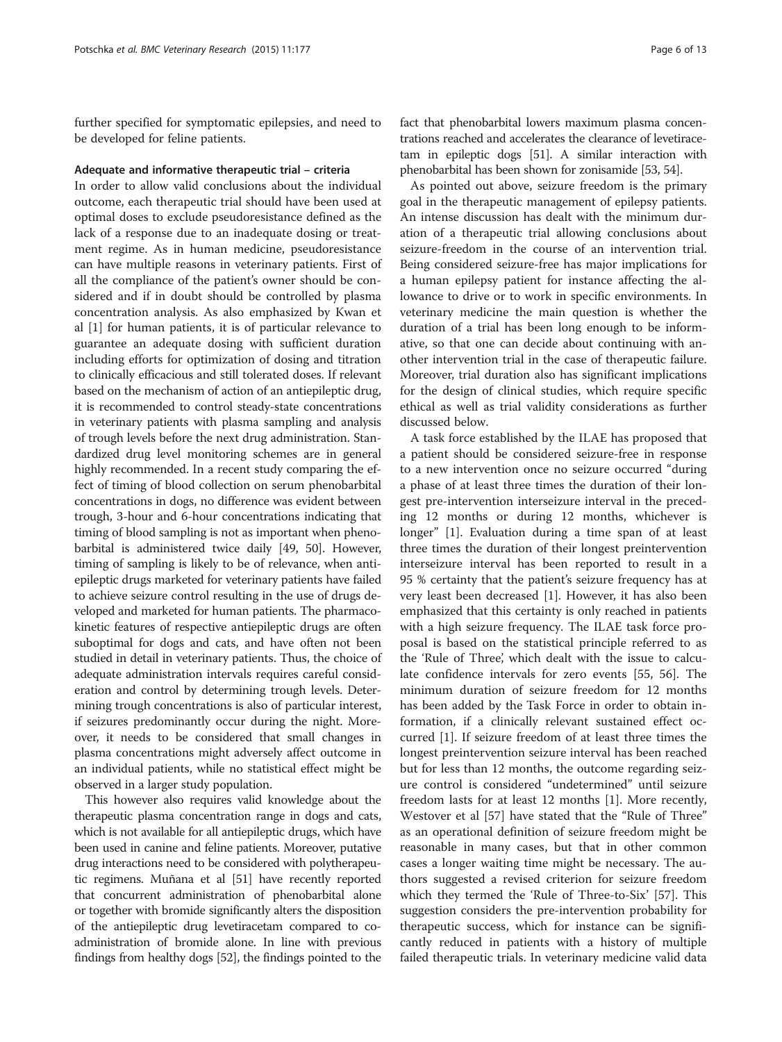further specified for symptomatic epilepsies, and need to be developed for feline patients.

### Adequate and informative therapeutic trial – criteria

In order to allow valid conclusions about the individual outcome, each therapeutic trial should have been used at optimal doses to exclude pseudoresistance defined as the lack of a response due to an inadequate dosing or treatment regime. As in human medicine, pseudoresistance can have multiple reasons in veterinary patients. First of all the compliance of the patient's owner should be considered and if in doubt should be controlled by plasma concentration analysis. As also emphasized by Kwan et al [1] for human patients, it is of particular relevance to guarantee an adequate dosing with sufficient duration including efforts for optimization of dosing and titration to clinically efficacious and still tolerated doses. If relevant based on the mechanism of action of an antiepileptic drug, it is recommended to control steady-state concentrations in veterinary patients with plasma sampling and analysis of trough levels before the next drug administration. Standardized drug level monitoring schemes are in general highly recommended. In a recent study comparing the effect of timing of blood collection on serum phenobarbital concentrations in dogs, no difference was evident between trough, 3-hour and 6-hour concentrations indicating that timing of blood sampling is not as important when phenobarbital is administered twice daily [49, 50]. However, timing of sampling is likely to be of relevance, when antiepileptic drugs marketed for veterinary patients have failed to achieve seizure control resulting in the use of drugs developed and marketed for human patients. The pharmacokinetic features of respective antiepileptic drugs are often suboptimal for dogs and cats, and have often not been studied in detail in veterinary patients. Thus, the choice of adequate administration intervals requires careful consideration and control by determining trough levels. Determining trough concentrations is also of particular interest, if seizures predominantly occur during the night. Moreover, it needs to be considered that small changes in plasma concentrations might adversely affect outcome in an individual patients, while no statistical effect might be observed in a larger study population.

This however also requires valid knowledge about the therapeutic plasma concentration range in dogs and cats, which is not available for all antiepileptic drugs, which have been used in canine and feline patients. Moreover, putative drug interactions need to be considered with polytherapeutic regimens. Muñana et al [51] have recently reported that concurrent administration of phenobarbital alone or together with bromide significantly alters the disposition of the antiepileptic drug levetiracetam compared to co-administration of bromide alone. In line with previous findings from healthy dogs [52], the findings pointed to the fact that phenobarbital lowers maximum plasma concentrations reached and accelerates the clearance of levetiracetam in epileptic dogs [51]. A similar interaction with phenobarbital has been shown for zonisamide [53, 54].

As pointed out above, seizure freedom is the primary goal in the therapeutic management of epilepsy patients. An intense discussion has dealt with the minimum duration of a therapeutic trial allowing conclusions about seizure-freedom in the course of an intervention trial. Being considered seizure-free has major implications for a human epilepsy patient for instance affecting the allowance to drive or to work in specific environments. In veterinary medicine the main question is whether the duration of a trial has been long enough to be informative, so that one can decide about continuing with another intervention trial in the case of therapeutic failure. Moreover, trial duration also has significant implications for the design of clinical studies, which require specific ethical as well as trial validity considerations as further discussed below.

A task force established by the ILAE has proposed that a patient should be considered seizure-free in response to a new intervention once no seizure occurred "during a phase of at least three times the duration of their longest pre-intervention interseizure interval in the preceding 12 months or during 12 months, whichever is longer" [1]. Evaluation during a time span of at least three times the duration of their longest preintervention interseizure interval has been reported to result in a 95 % certainty that the patient's seizure frequency has at very least been decreased [1]. However, it has also been emphasized that this certainty is only reached in patients with a high seizure frequency. The ILAE task force proposal is based on the statistical principle referred to as the 'Rule of Three', which dealt with the issue to calculate confidence intervals for zero events [55, 56]. The minimum duration of seizure freedom for 12 months has been added by the Task Force in order to obtain information, if a clinically relevant sustained effect occurred [1]. If seizure freedom of at least three times the longest preintervention seizure interval has been reached but for less than 12 months, the outcome regarding seizure control is considered "undetermined" until seizure freedom lasts for at least 12 months [1]. More recently, Westover et al [57] have stated that the "Rule of Three" as an operational definition of seizure freedom might be reasonable in many cases, but that in other common cases a longer waiting time might be necessary. The authors suggested a revised criterion for seizure freedom which they termed the 'Rule of Three-to-Six' [57]. This suggestion considers the pre-intervention probability for therapeutic success, which for instance can be significantly reduced in patients with a history of multiple failed therapeutic trials. In veterinary medicine valid data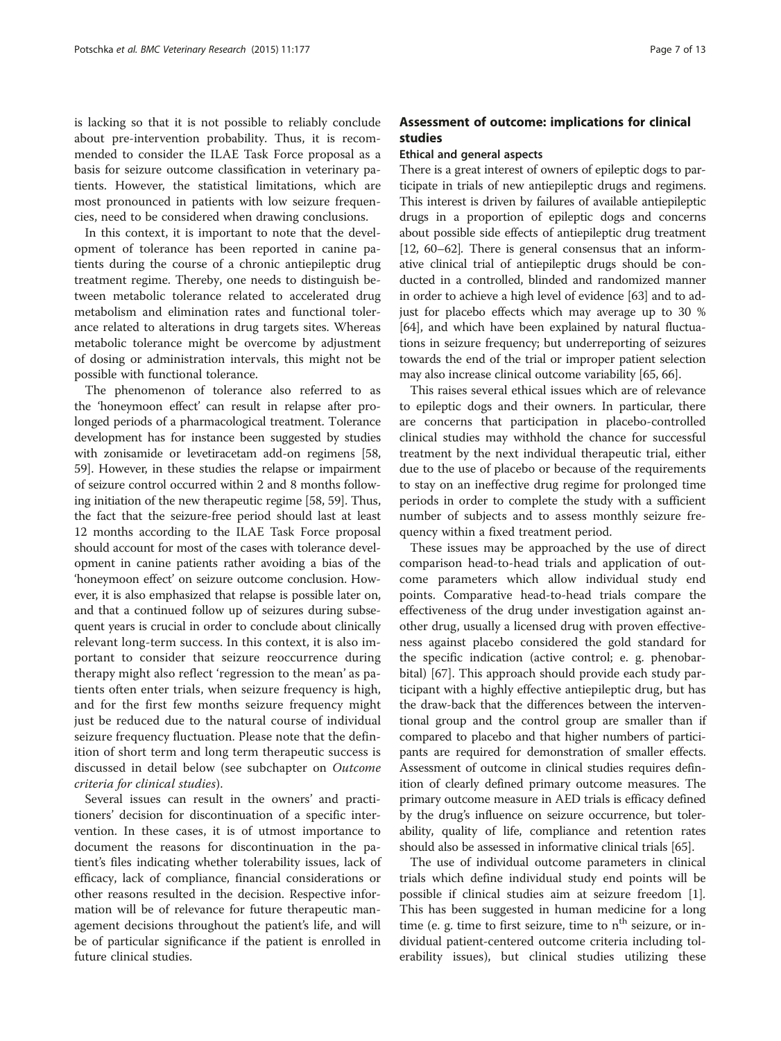is lacking so that it is not possible to reliably conclude about pre-intervention probability. Thus, it is recommended to consider the ILAE Task Force proposal as a basis for seizure outcome classification in veterinary patients. However, the statistical limitations, which are most pronounced in patients with low seizure frequencies, need to be considered when drawing conclusions.

In this context, it is important to note that the development of tolerance has been reported in canine patients during the course of a chronic antiepileptic drug treatment regime. Thereby, one needs to distinguish between metabolic tolerance related to accelerated drug metabolism and elimination rates and functional tolerance related to alterations in drug targets sites. Whereas metabolic tolerance might be overcome by adjustment of dosing or administration intervals, this might not be possible with functional tolerance.

The phenomenon of tolerance also referred to as the 'honeymoon effect' can result in relapse after prolonged periods of a pharmacological treatment. Tolerance development has for instance been suggested by studies with zonisamide or levetiracetam add-on regimens [58, 59]. However, in these studies the relapse or impairment of seizure control occurred within 2 and 8 months following initiation of the new therapeutic regime [58, 59]. Thus, the fact that the seizure-free period should last at least 12 months according to the ILAE Task Force proposal should account for most of the cases with tolerance development in canine patients rather avoiding a bias of the 'honeymoon effect' on seizure outcome conclusion. However, it is also emphasized that relapse is possible later on, and that a continued follow up of seizures during subsequent years is crucial in order to conclude about clinically relevant long-term success. In this context, it is also important to consider that seizure reoccurrence during therapy might also reflect 'regression to the mean' as patients often enter trials, when seizure frequency is high, and for the first few months seizure frequency might just be reduced due to the natural course of individual seizure frequency fluctuation. Please note that the definition of short term and long term therapeutic success is discussed in detail below (see subchapter on *Outcome criteria for clinical studies*).

Several issues can result in the owners' and practitioners' decision for discontinuation of a specific intervention. In these cases, it is of utmost importance to document the reasons for discontinuation in the patient's files indicating whether tolerability issues, lack of efficacy, lack of compliance, financial considerations or other reasons resulted in the decision. Respective information will be of relevance for future therapeutic management decisions throughout the patient's life, and will be of particular significance if the patient is enrolled in future clinical studies.

## Assessment of outcome: implications for clinical studies

### Ethical and general aspects

There is a great interest of owners of epileptic dogs to participate in trials of new antiepileptic drugs and regimens. This interest is driven by failures of available antiepileptic drugs in a proportion of epileptic dogs and concerns about possible side effects of antiepileptic drug treatment [12, 60–62]. There is general consensus that an informative clinical trial of antiepileptic drugs should be conducted in a controlled, blinded and randomized manner in order to achieve a high level of evidence [63] and to adjust for placebo effects which may average up to 30 % [64], and which have been explained by natural fluctuations in seizure frequency; but underreporting of seizures towards the end of the trial or improper patient selection may also increase clinical outcome variability [65, 66].

This raises several ethical issues which are of relevance to epileptic dogs and their owners. In particular, there are concerns that participation in placebo-controlled clinical studies may withhold the chance for successful treatment by the next individual therapeutic trial, either due to the use of placebo or because of the requirements to stay on an ineffective drug regime for prolonged time periods in order to complete the study with a sufficient number of subjects and to assess monthly seizure frequency within a fixed treatment period.

These issues may be approached by the use of direct comparison head-to-head trials and application of outcome parameters which allow individual study end points. Comparative head-to-head trials compare the effectiveness of the drug under investigation against another drug, usually a licensed drug with proven effectiveness against placebo considered the gold standard for the specific indication (active control; e. g. phenobarbital) [67]. This approach should provide each study participant with a highly effective antiepileptic drug, but has the draw-back that the differences between the interventional group and the control group are smaller than if compared to placebo and that higher numbers of participants are required for demonstration of smaller effects. Assessment of outcome in clinical studies requires definition of clearly defined primary outcome measures. The primary outcome measure in AED trials is efficacy defined by the drug's influence on seizure occurrence, but tolerability, quality of life, compliance and retention rates should also be assessed in informative clinical trials [65].

The use of individual outcome parameters in clinical trials which define individual study end points will be possible if clinical studies aim at seizure freedom [1]. This has been suggested in human medicine for a long time (e. g. time to first seizure, time to $n^{th}$ seizure, or individual patient-centered outcome criteria including tolerability issues), but clinical studies utilizing these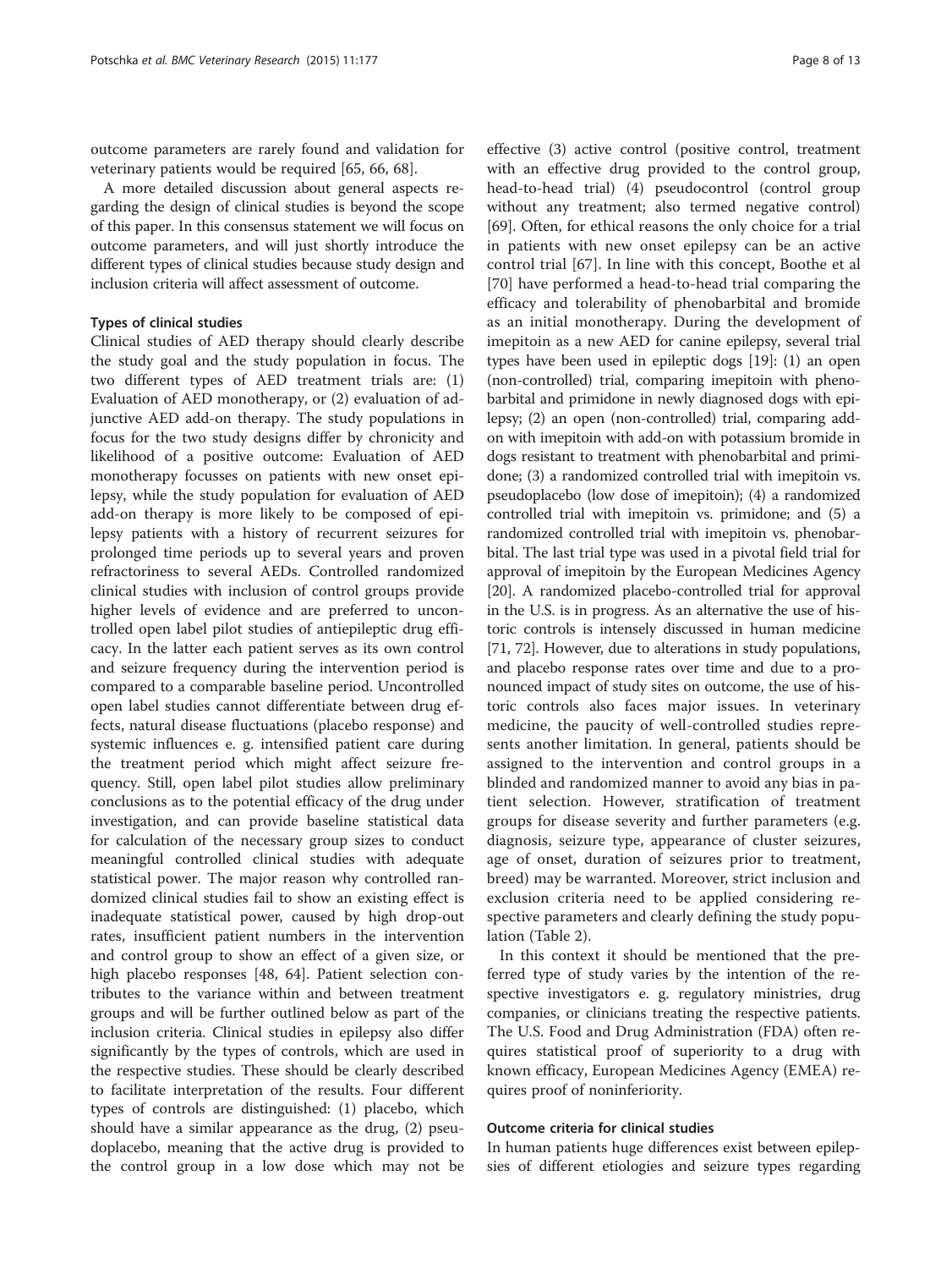outcome parameters are rarely found and validation for veterinary patients would be required [65, 66, 68].

A more detailed discussion about general aspects regarding the design of clinical studies is beyond the scope of this paper. In this consensus statement we will focus on outcome parameters, and will just shortly introduce the different types of clinical studies because study design and inclusion criteria will affect assessment of outcome.

### Types of clinical studies

Clinical studies of AED therapy should clearly describe the study goal and the study population in focus. The two different types of AED treatment trials are: (1) Evaluation of AED monotherapy, or (2) evaluation of adjunctive AED add-on therapy. The study populations in focus for the two study designs differ by chronicity and likelihood of a positive outcome: Evaluation of AED monotherapy focusses on patients with new onset epilepsy, while the study population for evaluation of AED add-on therapy is more likely to be composed of epilepsy patients with a history of recurrent seizures for prolonged time periods up to several years and proven refractoriness to several AEDs. Controlled randomized clinical studies with inclusion of control groups provide higher levels of evidence and are preferred to uncontrolled open label pilot studies of antiepileptic drug efficacy. In the latter each patient serves as its own control and seizure frequency during the intervention period is compared to a comparable baseline period. Uncontrolled open label studies cannot differentiate between drug effects, natural disease fluctuations (placebo response) and systemic influences e. g. intensified patient care during the treatment period which might affect seizure frequency. Still, open label pilot studies allow preliminary conclusions as to the potential efficacy of the drug under investigation, and can provide baseline statistical data for calculation of the necessary group sizes to conduct meaningful controlled clinical studies with adequate statistical power. The major reason why controlled randomized clinical studies fail to show an existing effect is inadequate statistical power, caused by high drop-out rates, insufficient patient numbers in the intervention and control group to show an effect of a given size, or high placebo responses [48, 64]. Patient selection contributes to the variance within and between treatment groups and will be further outlined below as part of the inclusion criteria. Clinical studies in epilepsy also differ significantly by the types of controls, which are used in the respective studies. These should be clearly described to facilitate interpretation of the results. Four different types of controls are distinguished: (1) placebo, which should have a similar appearance as the drug, (2) pseudoplacebo, meaning that the active drug is provided to the control group in a low dose which may not be effective (3) active control (positive control, treatment with an effective drug provided to the control group, head-to-head trial) (4) pseudocontrol (control group without any treatment; also termed negative control) [69]. Often, for ethical reasons the only choice for a trial in patients with new onset epilepsy can be an active control trial [67]. In line with this concept, Boothe et al [70] have performed a head-to-head trial comparing the efficacy and tolerability of phenobarbital and bromide as an initial monotherapy. During the development of imepitoin as a new AED for canine epilepsy, several trial types have been used in epileptic dogs [19]: (1) an open (non-controlled) trial, comparing imepitoin with phenobarbital and primidone in newly diagnosed dogs with epilepsy; (2) an open (non-controlled) trial, comparing add-on with imepitoin with add-on with potassium bromide in dogs resistant to treatment with phenobarbital and primidone; (3) a randomized controlled trial with imepitoin vs. pseudoplacebo (low dose of imepitoin); (4) a randomized controlled trial with imepitoin vs. primidone; and (5) a randomized controlled trial with imepitoin vs. phenobarbital. The last trial type was used in a pivotal field trial for approval of imepitoin by the European Medicines Agency [20]. A randomized placebo-controlled trial for approval in the U.S. is in progress. As an alternative the use of historic controls is intensely discussed in human medicine [71, 72]. However, due to alterations in study populations, and placebo response rates over time and due to a pronounced impact of study sites on outcome, the use of historic controls also faces major issues. In veterinary medicine, the paucity of well-controlled studies represents another limitation. In general, patients should be assigned to the intervention and control groups in a blinded and randomized manner to avoid any bias in patient selection. However, stratification of treatment groups for disease severity and further parameters (e.g. diagnosis, seizure type, appearance of cluster seizures, age of onset, duration of seizures prior to treatment, breed) may be warranted. Moreover, strict inclusion and exclusion criteria need to be applied considering respective parameters and clearly defining the study population (Table 2).

In this context it should be mentioned that the preferred type of study varies by the intention of the respective investigators e. g. regulatory ministries, drug companies, or clinicians treating the respective patients. The U.S. Food and Drug Administration (FDA) often requires statistical proof of superiority to a drug with known efficacy, European Medicines Agency (EMEA) requires proof of noninferiority.

### Outcome criteria for clinical studies

In human patients huge differences exist between epilepsies of different etiologies and seizure types regarding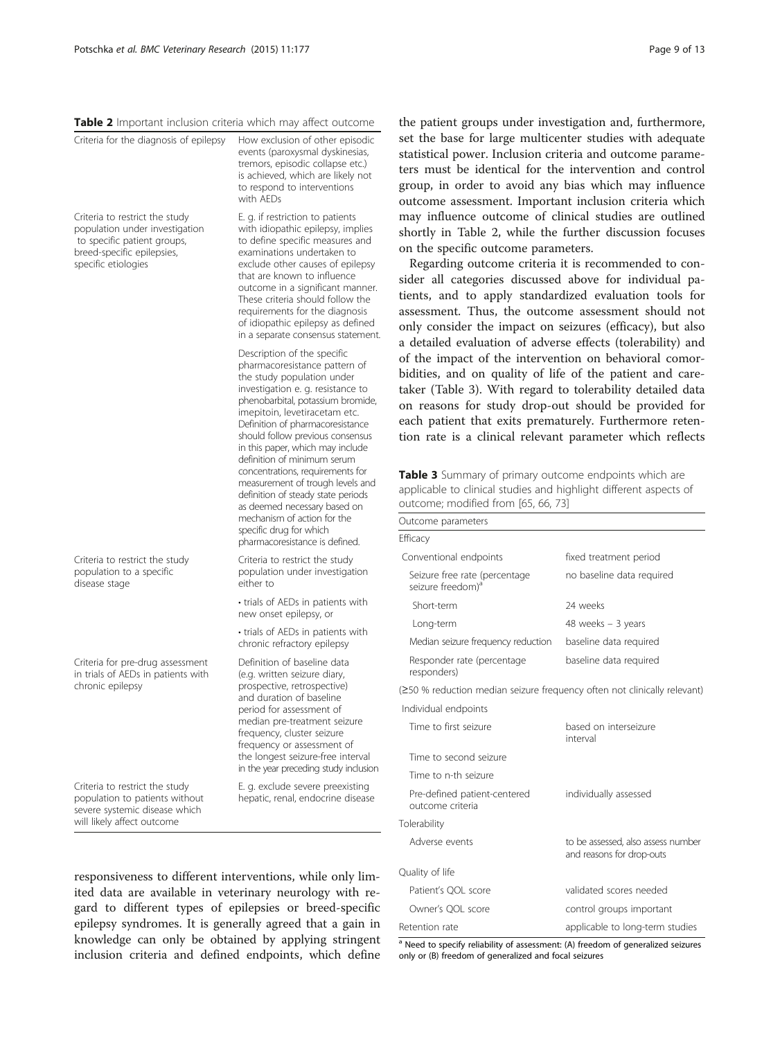**Table 2** Important inclusion criteria which may affect outcome

| | |
|---|---|
| Criteria for the diagnosis of epilepsy | How exclusion of other episodic events (paroxysmal dyskinesias, tremors, episodic collapse etc.) is achieved, which are likely not to respond to interventions with AEDs |
| Criteria to restrict the study population under investigation to specific patient groups, breed-specific epilepsies, specific etiologies | E. g. if restriction to patients with idiopathic epilepsy, implies to define specific measures and examinations undertaken to exclude other causes of epilepsy that are known to influence outcome in a significant manner. These criteria should follow the requirements for the diagnosis of idiopathic epilepsy as defined in a separate consensus statement. |
| | Description of the specific pharmacoresistance pattern of the study population under investigation e. g. resistance to phenobarbital, potassium bromide, imepitoin, levetiracetam etc. Definition of pharmacoresistance should follow previous consensus in this paper, which may include definition of minimum serum concentrations, requirements for measurement of trough levels and definition of steady state periods as deemed necessary based on mechanism of action for the specific drug for which pharmacoresistance is defined. |
| Criteria to restrict the study population to a specific disease stage | Criteria to restrict the study population under investigation either to |
| | • trials of AEDs in patients with new onset epilepsy, or |
| | • trials of AEDs in patients with chronic refractory epilepsy |
| Criteria for pre-drug assessment in trials of AEDs in patients with chronic epilepsy | Definition of baseline data (e.g. written seizure diary, prospective, retrospective) and duration of baseline period for assessment of median pre-treatment seizure frequency, cluster seizure frequency or assessment of the longest seizure-free interval in the year preceding study inclusion |
| Criteria to restrict the study population to patients without severe systemic disease which will likely affect outcome | E. g. exclude severe preexisting hepatic, renal, endocrine disease |

responsiveness to different interventions, while only limited data are available in veterinary neurology with regard to different types of epilepsies or breed-specific epilepsy syndromes. It is generally agreed that a gain in knowledge can only be obtained by applying stringent inclusion criteria and defined endpoints, which define the patient groups under investigation and, furthermore, set the base for large multicenter studies with adequate statistical power. Inclusion criteria and outcome parameters must be identical for the intervention and control group, in order to avoid any bias which may influence outcome assessment. Important inclusion criteria which may influence outcome of clinical studies are outlined shortly in Table 2, while the further discussion focuses on the specific outcome parameters.

Regarding outcome criteria it is recommended to consider all categories discussed above for individual patients, and to apply standardized evaluation tools for assessment. Thus, the outcome assessment should not only consider the impact on seizures (efficacy), but also a detailed evaluation of adverse effects (tolerability) and of the impact of the intervention on behavioral comorbidities, and on quality of life of the patient and caretaker (Table 3). With regard to tolerability detailed data on reasons for study drop-out should be provided for each patient that exits prematurely. Furthermore retention rate is a clinical relevant parameter which reflects

**Table 3** Summary of primary outcome endpoints which are applicable to clinical studies and highlight different aspects of outcome; modified from [65, 66, 73]

| Outcome parameters | |
|---|---|
| Efficacy | |
| Conventional endpoints | fixed treatment period |
| Seizure free rate (percentage seizure freedom)[a] | no baseline data required |
| Short-term | 24 weeks |
| Long-term | 48 weeks – 3 years |
| Median seizure frequency reduction | baseline data required |
| Responder rate (percentage responders) | baseline data required |
| (≥50 % reduction median seizure frequency often not clinically relevant) | |
| Individual endpoints | |
| Time to first seizure | based on interseizure interval |
| Time to second seizure | |
| Time to n-th seizure | |
| Pre-defined patient-centered outcome criteria | individually assessed |
| Tolerability | |
| Adverse events | to be assessed, also assess number and reasons for drop-outs |
| Quality of life | |
| Patient's QOL score | validated scores needed |
| Owner's QOL score | control groups important |
| Retention rate | applicable to long-term studies |

[a] Need to specify reliability of assessment: (A) freedom of generalized seizures only or (B) freedom of generalized and focal seizures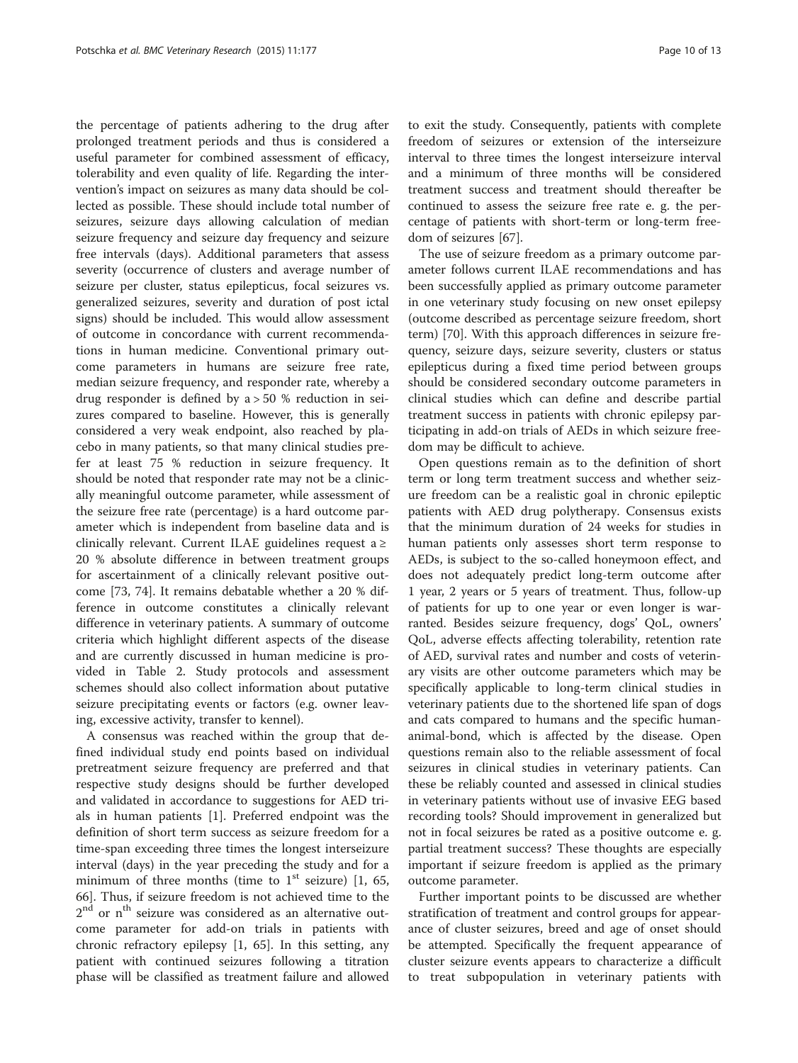the percentage of patients adhering to the drug after prolonged treatment periods and thus is considered a useful parameter for combined assessment of efficacy, tolerability and even quality of life. Regarding the intervention's impact on seizures as many data should be collected as possible. These should include total number of seizures, seizure days allowing calculation of median seizure frequency and seizure day frequency and seizure free intervals (days). Additional parameters that assess severity (occurrence of clusters and average number of seizure per cluster, status epilepticus, focal seizures vs. generalized seizures, severity and duration of post ictal signs) should be included. This would allow assessment of outcome in concordance with current recommendations in human medicine. Conventional primary outcome parameters in humans are seizure free rate, median seizure frequency, and responder rate, whereby a drug responder is defined by a > 50 % reduction in seizures compared to baseline. However, this is generally considered a very weak endpoint, also reached by placebo in many patients, so that many clinical studies prefer at least 75 % reduction in seizure frequency. It should be noted that responder rate may not be a clinically meaningful outcome parameter, while assessment of the seizure free rate (percentage) is a hard outcome parameter which is independent from baseline data and is clinically relevant. Current ILAE guidelines request a ≥ 20 % absolute difference in between treatment groups for ascertainment of a clinically relevant positive outcome [73, 74]. It remains debatable whether a 20 % difference in outcome constitutes a clinically relevant difference in veterinary patients. A summary of outcome criteria which highlight different aspects of the disease and are currently discussed in human medicine is provided in Table 2. Study protocols and assessment schemes should also collect information about putative seizure precipitating events or factors (e.g. owner leaving, excessive activity, transfer to kennel).

A consensus was reached within the group that defined individual study end points based on individual pretreatment seizure frequency are preferred and that respective study designs should be further developed and validated in accordance to suggestions for AED trials in human patients [1]. Preferred endpoint was the definition of short term success as seizure freedom for a time-span exceeding three times the longest interseizure interval (days) in the year preceding the study and for a minimum of three months (time to 1st seizure) [1, 65, 66]. Thus, if seizure freedom is not achieved time to the 2nd or nth seizure was considered as an alternative outcome parameter for add-on trials in patients with chronic refractory epilepsy [1, 65]. In this setting, any patient with continued seizures following a titration phase will be classified as treatment failure and allowed to exit the study. Consequently, patients with complete freedom of seizures or extension of the interseizure interval to three times the longest interseizure interval and a minimum of three months will be considered treatment success and treatment should thereafter be continued to assess the seizure free rate e. g. the percentage of patients with short-term or long-term freedom of seizures [67].

The use of seizure freedom as a primary outcome parameter follows current ILAE recommendations and has been successfully applied as primary outcome parameter in one veterinary study focusing on new onset epilepsy (outcome described as percentage seizure freedom, short term) [70]. With this approach differences in seizure frequency, seizure days, seizure severity, clusters or status epilepticus during a fixed time period between groups should be considered secondary outcome parameters in clinical studies which can define and describe partial treatment success in patients with chronic epilepsy participating in add-on trials of AEDs in which seizure freedom may be difficult to achieve.

Open questions remain as to the definition of short term or long term treatment success and whether seizure freedom can be a realistic goal in chronic epileptic patients with AED drug polytherapy. Consensus exists that the minimum duration of 24 weeks for studies in human patients only assesses short term response to AEDs, is subject to the so-called honeymoon effect, and does not adequately predict long-term outcome after 1 year, 2 years or 5 years of treatment. Thus, follow-up of patients for up to one year or even longer is warranted. Besides seizure frequency, dogs' QoL, owners' QoL, adverse effects affecting tolerability, retention rate of AED, survival rates and number and costs of veterinary visits are other outcome parameters which may be specifically applicable to long-term clinical studies in veterinary patients due to the shortened life span of dogs and cats compared to humans and the specific human-animal-bond, which is affected by the disease. Open questions remain also to the reliable assessment of focal seizures in clinical studies in veterinary patients. Can these be reliably counted and assessed in clinical studies in veterinary patients without use of invasive EEG based recording tools? Should improvement in generalized but not in focal seizures be rated as a positive outcome e. g. partial treatment success? These thoughts are especially important if seizure freedom is applied as the primary outcome parameter.

Further important points to be discussed are whether stratification of treatment and control groups for appearance of cluster seizures, breed and age of onset should be attempted. Specifically the frequent appearance of cluster seizure events appears to characterize a difficult to treat subpopulation in veterinary patients with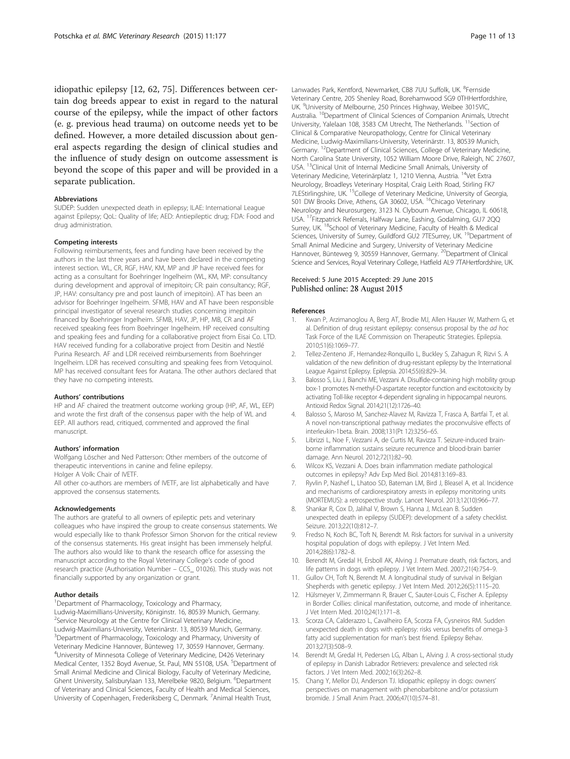idiopathic epilepsy [12, 62, 75]. Differences between certain dog breeds appear to exist in regard to the natural course of the epilepsy, while the impact of other factors (e. g. previous head trauma) on outcome needs yet to be defined. However, a more detailed discussion about general aspects regarding the design of clinical studies and the influence of study design on outcome assessment is beyond the scope of this paper and will be provided in a separate publication.

### Abbreviations

SUDEP: Sudden unexpected death in epilepsy; ILAE: International League against Epilepsy; QoL: Quality of life; AED: Antiepileptic drug; FDA: Food and drug administration.

### Competing interests

Following reimbursements, fees and funding have been received by the authors in the last three years and have been declared in the competing interest section. WL, CR, RGF, HAV, KM, MP and JP have received fees for acting as a consultant for Boehringer Ingelheim (WL, KM, MP: consultancy during development and approval of imepitoin; CR: pain consultancy; RGF, JP, HAV: consultancy pre and post launch of imepitoin). AT has been an advisor for Boehringer Ingelheim. SFMB, HAV and AT have been responsible principal investigator of several research studies concerning imepitoin financed by Boehringer Ingelheim. SFMB, HAV, JP, HP, MB, CR and AF received speaking fees from Boehringer Ingelheim. HP received consulting and speaking fees and funding for a collaborative project from Eisai Co. LTD. HAV received funding for a collaborative project from Desitin and Nestlé Purina Research. AF and LDR received reimbursements from Boehringer Ingelheim. LDR has received consulting and speaking fees from Vetoquinol. MP has received consultant fees for Aratana. The other authors declared that they have no competing interests.

### Authors' contributions

HP and AF chaired the treatment outcome working group (HP, AF, WL, EEP) and wrote the first draft of the consensus paper with the help of WL and EEP. All authors read, critiqued, commented and approved the final manuscript.

### Authors' information

Wolfgang Löscher and Ned Patterson: Other members of the outcome of therapeutic interventions in canine and feline epilepsy.
Holger A Volk: Chair of IVETF.
All other co-authors are members of IVETF, are list alphabetically and have approved the consensus statements.

### Acknowledgements

The authors are grateful to all owners of epileptic pets and veterinary colleagues who have inspired the group to create consensus statements. We would especially like to thank Professor Simon Shorvon for the critical review of the consensus statements. His great insight has been immensely helpful. The authors also would like to thank the research office for assessing the manuscript according to the Royal Veterinary College's code of good research practice (Authorisation Number – CCS_ 01026). This study was not financially supported by any organization or grant.

### Author details

[1]Department of Pharmacology, Toxicology and Pharmacy, Ludwig-Maximillians-University, Königinstr. 16, 80539 Munich, Germany. [2]Service Neurology at the Centre for Clinical Veterinary Medicine, Ludwig-Maximilians-University, Veterinärstr. 13, 80539 Munich, Germany. [3]Department of Pharmacology, Toxicology and Pharmacy, University of Veterinary Medicine Hannover, Bünteweg 17, 30559 Hannover, Germany. [4]University of Minnesota College of Veterinary Medicine, D426 Veterinary Medical Center, 1352 Boyd Avenue, St. Paul, MN 55108, USA. [5]Department of Small Animal Medicine and Clinical Biology, Faculty of Veterinary Medicine, Ghent University, Salisburylaan 133, Merelbeke 9820, Belgium. [6]Department of Veterinary and Clinical Sciences, Faculty of Health and Medical Sciences, University of Copenhagen, Frederiksberg C, Denmark. [7]Animal Health Trust, Lanwades Park, Kentford, Newmarket, CB8 7UU Suffolk, UK. [8]Fernside Veterinary Centre, 205 Shenley Road, Borehamwood SG9 0THHertfordshire, UK. [9]University of Melbourne, 250 Princes Highway, Weibee 3015VIC, Australia. [10]Department of Clinical Sciences of Companion Animals, Utrecht University, Yalelaan 108, 3583 CM Utrecht, The Netherlands. [11]Section of Clinical & Comparative Neuropathology, Centre for Clinical Veterinary Medicine, Ludwig-Maximilians-University, Veterinärstr. 13, 80539 Munich, Germany. [12]Department of Clinical Sciences, College of Veterinary Medicine, North Carolina State University, 1052 William Moore Drive, Raleigh, NC 27607, USA. [13]Clinical Unit of Internal Medicine Small Animals, University of Veterinary Medicine, Veterinärplatz 1, 1210 Vienna, Austria. [14]Vet Extra Neurology, Broadleys Veterinary Hospital, Craig Leith Road, Stirling FK7 7LEStirlingshire, UK. [15]College of Veterinary Medicine, University of Georgia, 501 DW Brooks Drive, Athens, GA 30602, USA. [16]Chicago Veterinary Neurology and Neurosurgery, 3123 N. Clybourn Avenue, Chicago, IL 60618, USA. [17]Fitzpatrick Referrals, Halfway Lane, Eashing, Godalming, GU7 2QQ Surrey, UK. [18]School of Veterinary Medicine, Faculty of Health & Medical Sciences, University of Surrey, Guildford GU2 7TESurrey, UK. [19]Department of Small Animal Medicine and Surgery, University of Veterinary Medicine Hannover, Bünteweg 9, 30559 Hannover, Germany. [20]Department of Clinical Science and Services, Royal Veterinary College, Hatfield AL9 7TAHertfordshire, UK.

Received: 5 June 2015 Accepted: 29 June 2015
Published online: 28 August 2015

### References

1. Kwan P, Arzimanoglou A, Berg AT, Brodie MJ, Allen Hauser W, Mathern G, et al. Definition of drug resistant epilepsy: consensus proposal by the *ad hoc* Task Force of the ILAE Commission on Therapeutic Strategies. Epilepsia. 2010;51(6):1069–77.
2. Tellez-Zenteno JF, Hernandez-Ronquillo L, Buckley S, Zahagun R, Rizvi S. A validation of the new definition of drug-resistant epilepsy by the International League Against Epilepsy. Epilepsia. 2014;55(6):829–34.
3. Balosso S, Liu J, Bianchi ME, Vezzani A. Disulfide-containing high mobility group box-1 promotes N-methyl-D-aspartate receptor function and excitotoxicity by activating Toll-like receptor 4-dependent signaling in hippocampal neurons. Antioxid Redox Signal. 2014;21(12):1726–40.
4. Balosso S, Maroso M, Sanchez-Alavez M, Ravizza T, Frasca A, Bartfai T, et al. A novel non-transcriptional pathway mediates the proconvulsive effects of interleukin-1beta. Brain. 2008;131(Pt 12):3256–65.
5. Librizzi L, Noe F, Vezzani A, de Curtis M, Ravizza T. Seizure-induced brain-borne inflammation sustains seizure recurrence and blood-brain barrier damage. Ann Neurol. 2012;72(1):82–90.
6. Wilcox KS, Vezzani A. Does brain inflammation mediate pathological outcomes in epilepsy? Adv Exp Med Biol. 2014;813:169–83.
7. Ryvlin P, Nashef L, Lhatoo SD, Bateman LM, Bird J, Bleasel A, et al. Incidence and mechanisms of cardiorespiratory arrests in epilepsy monitoring units (MORTEMUS): a retrospective study. Lancet Neurol. 2013;12(10):966–77.
8. Shankar R, Cox D, Jalihal V, Brown S, Hanna J, McLean B. Sudden unexpected death in epilepsy (SUDEP): development of a safety checklist. Seizure. 2013;22(10):812–7.
9. Fredso N, Koch BC, Toft N, Berendt M. Risk factors for survival in a university hospital population of dogs with epilepsy. J Vet Intern Med. 2014;28(6):1782–8.
10. Berendt M, Gredal H, Ersboll AK, Alving J. Premature death, risk factors, and life patterns in dogs with epilepsy. J Vet Intern Med. 2007;21(4):754–9.
11. Gullov CH, Toft N, Berendt M. A longitudinal study of survival in Belgian Shepherds with genetic epilepsy. J Vet Intern Med. 2012;26(5):1115–20.
12. Hülsmeyer V, Zimmermann R, Brauer C, Sauter-Louis C, Fischer A. Epilepsy in Border Collies: clinical manifestation, outcome, and mode of inheritance. J Vet Intern Med. 2010;24(1):171–8.
13. Scorza CA, Calderazzo L, Cavalheiro EA, Scorza FA, Cysneiros RM. Sudden unexpected death in dogs with epilepsy: risks versus benefits of omega-3 fatty acid supplementation for man's best friend. Epilepsy Behav. 2013;27(3):508–9.
14. Berendt M, Gredal H, Pedersen LG, Alban L, Alving J. A cross-sectional study of epilepsy in Danish Labrador Retrievers: prevalence and selected risk factors. J Vet Intern Med. 2002;16(3):262–8.
15. Chang Y, Mellor DJ, Anderson TJ. Idiopathic epilepsy in dogs: owners' perspectives on management with phenobarbitone and/or potassium bromide. J Small Anim Pract. 2006;47(10):574–81.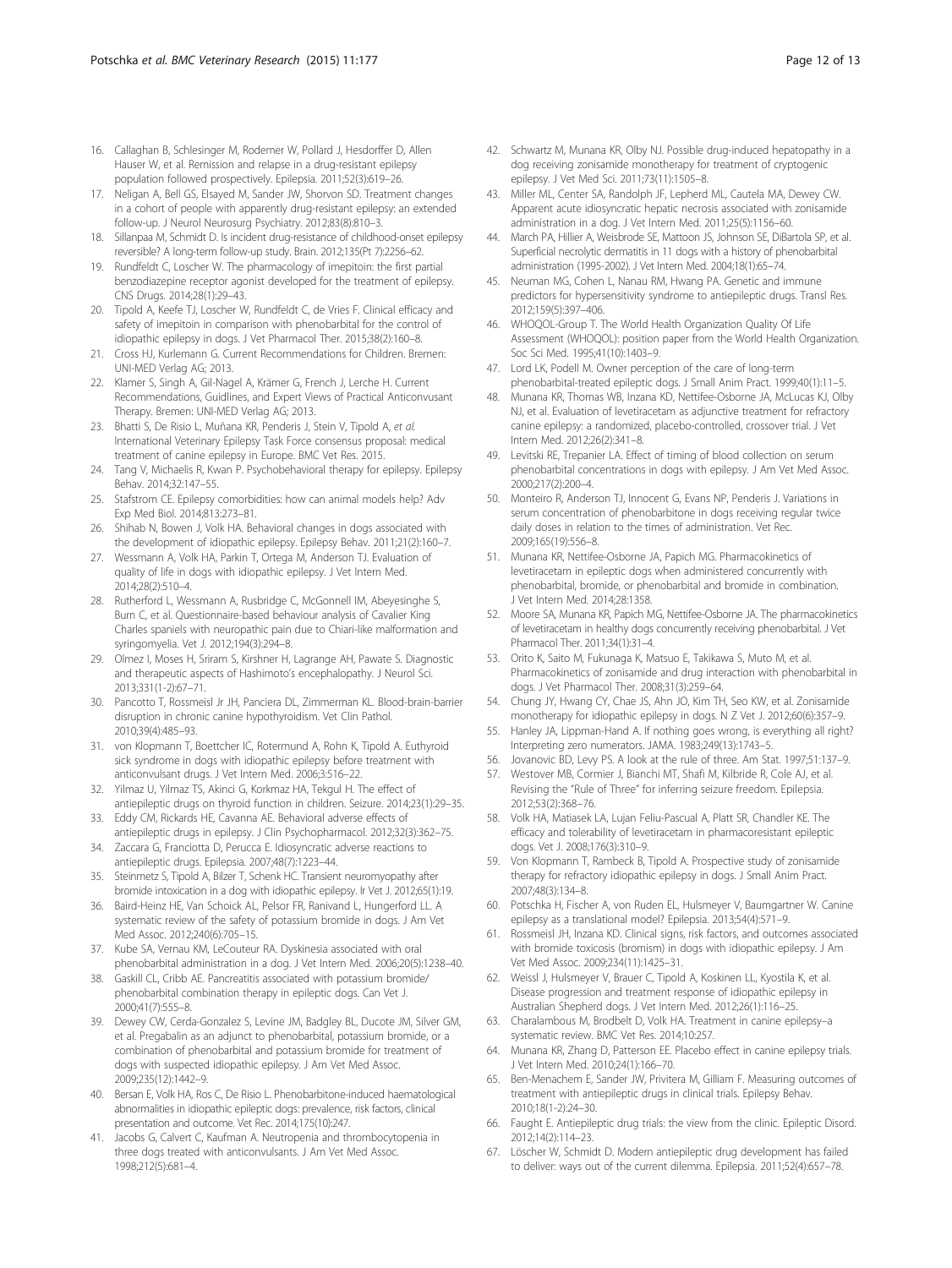16. Callaghan B, Schlesinger M, Rodemer W, Pollard J, Hesdorffer D, Allen Hauser W, et al. Remission and relapse in a drug-resistant epilepsy population followed prospectively. Epilepsia. 2011;52(3):619–26.
17. Neligan A, Bell GS, Elsayed M, Sander JW, Shorvon SD. Treatment changes in a cohort of people with apparently drug-resistant epilepsy: an extended follow-up. J Neurol Neurosurg Psychiatry. 2012;83(8):810–3.
18. Sillanpaa M, Schmidt D. Is incident drug-resistance of childhood-onset epilepsy reversible? A long-term follow-up study. Brain. 2012;135(Pt 7):2256–62.
19. Rundfeldt C, Loscher W. The pharmacology of imepitoin: the first partial benzodiazepine receptor agonist developed for the treatment of epilepsy. CNS Drugs. 2014;28(1):29–43.
20. Tipold A, Keefe TJ, Loscher W, Rundfeldt C, de Vries F. Clinical efficacy and safety of imepitoin in comparison with phenobarbital for the control of idiopathic epilepsy in dogs. J Vet Pharmacol Ther. 2015;38(2):160–8.
21. Cross HJ, Kurlemann G. Current Recommendations for Children. Bremen: UNI-MED Verlag AG; 2013.
22. Klamer S, Singh A, Gil-Nagel A, Krämer G, French J, Lerche H. Current Recommendations, Guidlines, and Expert Views of Practical Anticonvusant Therapy. Bremen: UNI-MED Verlag AG; 2013.
23. Bhatti S, De Risio L, Muñana KR, Penderis J, Stein V, Tipold A, *et al.* International Veterinary Epilepsy Task Force consensus proposal: medical treatment of canine epilepsy in Europe. BMC Vet Res. 2015.
24. Tang V, Michaelis R, Kwan P. Psychobehavioral therapy for epilepsy. Epilepsy Behav. 2014;32:147–55.
25. Stafstrom CE. Epilepsy comorbidities: how can animal models help? Adv Exp Med Biol. 2014;813:273–81.
26. Shihab N, Bowen J, Volk HA. Behavioral changes in dogs associated with the development of idiopathic epilepsy. Epilepsy Behav. 2011;21(2):160–7.
27. Wessmann A, Volk HA, Parkin T, Ortega M, Anderson TJ. Evaluation of quality of life in dogs with idiopathic epilepsy. J Vet Intern Med. 2014;28(2):510–4.
28. Rutherford L, Wessmann A, Rusbridge C, McGonnell IM, Abeyesinghe S, Burn C, et al. Questionnaire-based behaviour analysis of Cavalier King Charles spaniels with neuropathic pain due to Chiari-like malformation and syringomyelia. Vet J. 2012;194(3):294–8.
29. Olmez I, Moses H, Sriram S, Kirshner H, Lagrange AH, Pawate S. Diagnostic and therapeutic aspects of Hashimoto's encephalopathy. J Neurol Sci. 2013;331(1-2):67–71.
30. Pancotto T, Rossmeisl Jr JH, Panciera DL, Zimmerman KL. Blood-brain-barrier disruption in chronic canine hypothyroidism. Vet Clin Pathol. 2010;39(4):485–93.
31. von Klopmann T, Boettcher IC, Rotermund A, Rohn K, Tipold A. Euthyroid sick syndrome in dogs with idiopathic epilepsy before treatment with anticonvulsant drugs. J Vet Intern Med. 2006;3:516–22.
32. Yilmaz U, Yilmaz TS, Akinci G, Korkmaz HA, Tekgul H. The effect of antiepileptic drugs on thyroid function in children. Seizure. 2014;23(1):29–35.
33. Eddy CM, Rickards HE, Cavanna AE. Behavioral adverse effects of antiepileptic drugs in epilepsy. J Clin Psychopharmacol. 2012;32(3):362–75.
34. Zaccara G, Franciotta D, Perucca E. Idiosyncratic adverse reactions to antiepileptic drugs. Epilepsia. 2007;48(7):1223–44.
35. Steinmetz S, Tipold A, Bilzer T, Schenk HC. Transient neuromyopathy after bromide intoxication in a dog with idiopathic epilepsy. Ir Vet J. 2012;65(1):19.
36. Baird-Heinz HE, Van Schoick AL, Pelsor FR, Ranivand L, Hungerford LL. A systematic review of the safety of potassium bromide in dogs. J Am Vet Med Assoc. 2012;240(6):705–15.
37. Kube SA, Vernau KM, LeCouteur RA. Dyskinesia associated with oral phenobarbital administration in a dog. J Vet Intern Med. 2006;20(5):1238–40.
38. Gaskill CL, Cribb AE. Pancreatitis associated with potassium bromide/phenobarbital combination therapy in epileptic dogs. Can Vet J. 2000;41(7):555–8.
39. Dewey CW, Cerda-Gonzalez S, Levine JM, Badgley BL, Ducote JM, Silver GM, et al. Pregabalin as an adjunct to phenobarbital, potassium bromide, or a combination of phenobarbital and potassium bromide for treatment of dogs with suspected idiopathic epilepsy. J Am Vet Med Assoc. 2009;235(12):1442–9.
40. Bersan E, Volk HA, Ros C, De Risio L. Phenobarbitone-induced haematological abnormalities in idiopathic epileptic dogs: prevalence, risk factors, clinical presentation and outcome. Vet Rec. 2014;175(10):247.
41. Jacobs G, Calvert C, Kaufman A. Neutropenia and thrombocytopenia in three dogs treated with anticonvulsants. J Am Vet Med Assoc. 1998;212(5):681–4.
42. Schwartz M, Munana KR, Olby NJ. Possible drug-induced hepatopathy in a dog receiving zonisamide monotherapy for treatment of cryptogenic epilepsy. J Vet Med Sci. 2011;73(11):1505–8.
43. Miller ML, Center SA, Randolph JF, Lepherd ML, Cautela MA, Dewey CW. Apparent acute idiosyncratic hepatic necrosis associated with zonisamide administration in a dog. J Vet Intern Med. 2011;25(5):1156–60.
44. March PA, Hillier A, Weisbrode SE, Mattoon JS, Johnson SE, DiBartola SP, et al. Superficial necrolytic dermatitis in 11 dogs with a history of phenobarbital administration (1995-2002). J Vet Intern Med. 2004;18(1):65–74.
45. Neuman MG, Cohen L, Nanau RM, Hwang PA. Genetic and immune predictors for hypersensitivity syndrome to antiepileptic drugs. Transl Res. 2012;159(5):397–406.
46. WHOQOL-Group T. The World Health Organization Quality Of Life Assessment (WHOQOL): position paper from the World Health Organization. Soc Sci Med. 1995;41(10):1403–9.
47. Lord LK, Podell M. Owner perception of the care of long-term phenobarbital-treated epileptic dogs. J Small Anim Pract. 1999;40(1):11–5.
48. Munana KR, Thomas WB, Inzana KD, Nettifee-Osborne JA, McLucas KJ, Olby NJ, et al. Evaluation of levetiracetam as adjunctive treatment for refractory canine epilepsy: a randomized, placebo-controlled, crossover trial. J Vet Intern Med. 2012;26(2):341–8.
49. Levitski RE, Trepanier LA. Effect of timing of blood collection on serum phenobarbital concentrations in dogs with epilepsy. J Am Vet Med Assoc. 2000;217(2):200–4.
50. Monteiro R, Anderson TJ, Innocent G, Evans NP, Penderis J. Variations in serum concentration of phenobarbitone in dogs receiving regular twice daily doses in relation to the times of administration. Vet Rec. 2009;165(19):556–8.
51. Munana KR, Nettifee-Osborne JA, Papich MG. Pharmacokinetics of levetiracetam in epileptic dogs when administered concurrently with phenobarbital, bromide, or phenobarbital and bromide in combination. J Vet Intern Med. 2014;28:1358.
52. Moore SA, Munana KR, Papich MG, Nettifee-Osborne JA. The pharmacokinetics of levetiracetam in healthy dogs concurrently receiving phenobarbital. J Vet Pharmacol Ther. 2011;34(1):31–4.
53. Orito K, Saito M, Fukunaga K, Matsuo E, Takikawa S, Muto M, et al. Pharmacokinetics of zonisamide and drug interaction with phenobarbital in dogs. J Vet Pharmacol Ther. 2008;31(3):259–64.
54. Chung JY, Hwang CY, Chae JS, Ahn JO, Kim TH, Seo KW, et al. Zonisamide monotherapy for idiopathic epilepsy in dogs. N Z Vet J. 2012;60(6):357–9.
55. Hanley JA, Lippman-Hand A. If nothing goes wrong, is everything all right? Interpreting zero numerators. JAMA. 1983;249(13):1743–5.
56. Jovanovic BD, Levy PS. A look at the rule of three. Am Stat. 1997;51:137–9.
57. Westover MB, Cormier J, Bianchi MT, Shafi M, Kilbride R, Cole AJ, et al. Revising the "Rule of Three" for inferring seizure freedom. Epilepsia. 2012;53(2):368–76.
58. Volk HA, Matiasek LA, Lujan Feliu-Pascual A, Platt SR, Chandler KE. The efficacy and tolerability of levetiracetam in pharmacoresistant epileptic dogs. Vet J. 2008;176(3):310–9.
59. Von Klopmann T, Rambeck B, Tipold A. Prospective study of zonisamide therapy for refractory idiopathic epilepsy in dogs. J Small Anim Pract. 2007;48(3):134–8.
60. Potschka H, Fischer A, von Ruden EL, Hulsmeyer V, Baumgartner W. Canine epilepsy as a translational model? Epilepsia. 2013;54(4):571–9.
61. Rossmeisl JH, Inzana KD. Clinical signs, risk factors, and outcomes associated with bromide toxicosis (bromism) in dogs with idiopathic epilepsy. J Am Vet Med Assoc. 2009;234(11):1425–31.
62. Weissl J, Hulsmeyer V, Brauer C, Tipold A, Koskinen LL, Kyostila K, et al. Disease progression and treatment response of idiopathic epilepsy in Australian Shepherd dogs. J Vet Intern Med. 2012;26(1):116–25.
63. Charalambous M, Brodbelt D, Volk HA. Treatment in canine epilepsy–a systematic review. BMC Vet Res. 2014;10:257.
64. Munana KR, Zhang D, Patterson EE. Placebo effect in canine epilepsy trials. J Vet Intern Med. 2010;24(1):166–70.
65. Ben-Menachem E, Sander JW, Privitera M, Gilliam F. Measuring outcomes of treatment with antiepileptic drugs in clinical trials. Epilepsy Behav. 2010;18(1-2):24–30.
66. Faught E. Antiepileptic drug trials: the view from the clinic. Epileptic Disord. 2012;14(2):114–23.
67. Löscher W, Schmidt D. Modern antiepileptic drug development has failed to deliver: ways out of the current dilemma. Epilepsia. 2011;52(4):657–78.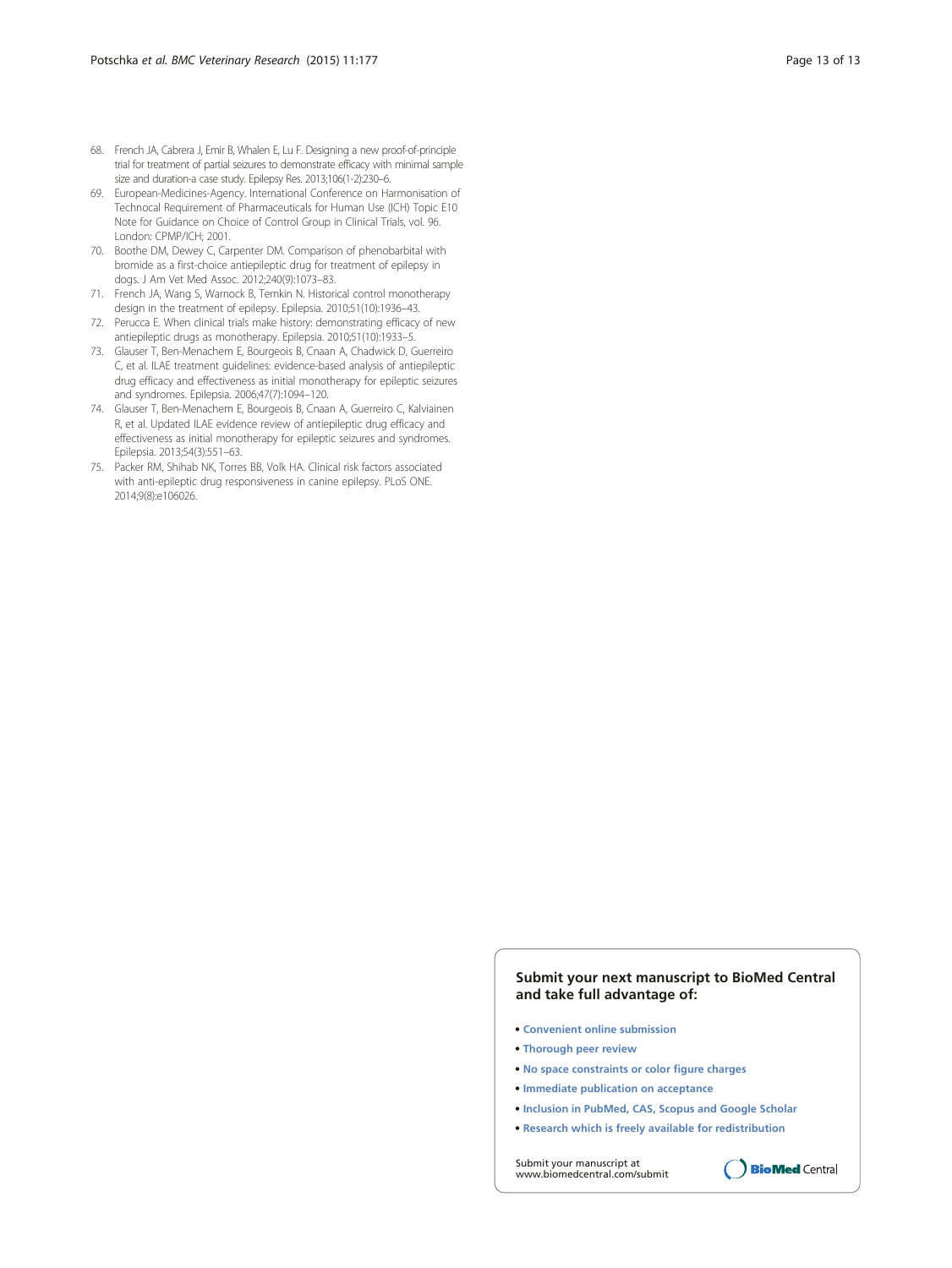68. French JA, Cabrera J, Emir B, Whalen E, Lu F. Designing a new proof-of-principle trial for treatment of partial seizures to demonstrate efficacy with minimal sample size and duration-a case study. Epilepsy Res. 2013;106(1-2):230–6.
69. European-Medicines-Agency. International Conference on Harmonisation of Technocal Requirement of Pharmaceuticals for Human Use (ICH) Topic E10 Note for Guidance on Choice of Control Group in Clinical Trials, vol. 96. London: CPMP/ICH; 2001.
70. Boothe DM, Dewey C, Carpenter DM. Comparison of phenobarbital with bromide as a first-choice antiepileptic drug for treatment of epilepsy in dogs. J Am Vet Med Assoc. 2012;240(9):1073–83.
71. French JA, Wang S, Warnock B, Temkin N. Historical control monotherapy design in the treatment of epilepsy. Epilepsia. 2010;51(10):1936–43.
72. Perucca E. When clinical trials make history: demonstrating efficacy of new antiepileptic drugs as monotherapy. Epilepsia. 2010;51(10):1933–5.
73. Glauser T, Ben-Menachem E, Bourgeois B, Cnaan A, Chadwick D, Guerreiro C, et al. ILAE treatment guidelines: evidence-based analysis of antiepileptic drug efficacy and effectiveness as initial monotherapy for epileptic seizures and syndromes. Epilepsia. 2006;47(7):1094–120.
74. Glauser T, Ben-Menachem E, Bourgeois B, Cnaan A, Guerreiro C, Kalviainen R, et al. Updated ILAE evidence review of antiepileptic drug efficacy and effectiveness as initial monotherapy for epileptic seizures and syndromes. Epilepsia. 2013;54(3):551–63.
75. Packer RM, Shihab NK, Torres BB, Volk HA. Clinical risk factors associated with anti-epileptic drug responsiveness in canine epilepsy. PLoS ONE. 2014;9(8):e106026.

**Submit your next manuscript to BioMed Central and take full advantage of:**

- **Convenient online submission**
- **Thorough peer review**
- **No space constraints or color figure charges**
- **Immediate publication on acceptance**
- **Inclusion in PubMed, CAS, Scopus and Google Scholar**
- **Research which is freely available for redistribution**

Submit your manuscript at
www.biomedcentral.com/submit

BioMed Central